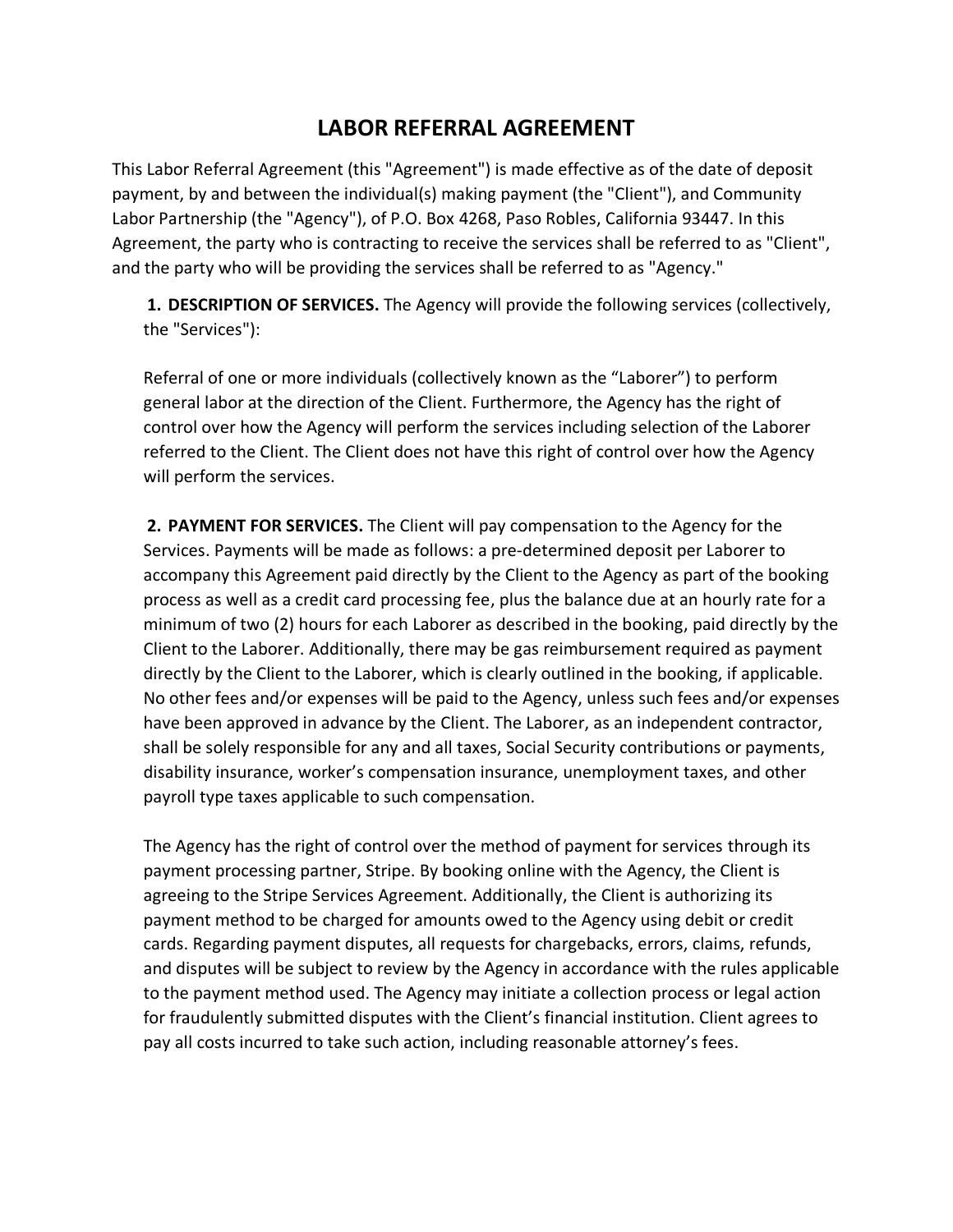# LABOR REFERRAL AGREEMENT

This Labor Referral Agreement (this "Agreement") is made effective as of the date of deposit payment, by and between the individual(s) making payment (the "Client"), and Community Labor Partnership (the "Agency"), of P.O. Box 4268, Paso Robles, California 93447. In this Agreement, the party who is contracting to receive the services shall be referred to as "Client", and the party who will be providing the services shall be referred to as "Agency."

**1. DESCRIPTION OF SERVICES.** The Agency will provide the following services (collectively, the "Services"):

Referral of one or more individuals (collectively known as the "Laborer") to perform general labor at the direction of the Client. Furthermore, the Agency has the right of control over how the Agency will perform the services including selection of the Laborer referred to the Client. The Client does not have this right of control over how the Agency will perform the services.

**2. PAYMENT FOR SERVICES.** The Client will pay compensation to the Agency for the Services. Payments will be made as follows: a pre-determined deposit per Laborer to accompany this Agreement paid directly by the Client to the Agency as part of the booking process as well as a credit card processing fee, plus the balance due at an hourly rate for a minimum of two (2) hours for each Laborer as described in the booking, paid directly by the Client to the Laborer. Additionally, there may be gas reimbursement required as payment directly by the Client to the Laborer, which is clearly outlined in the booking, if applicable. No other fees and/or expenses will be paid to the Agency, unless such fees and/or expenses have been approved in advance by the Client. The Laborer, as an independent contractor, shall be solely responsible for any and all taxes, Social Security contributions or payments, disability insurance, worker's compensation insurance, unemployment taxes, and other payroll type taxes applicable to such compensation.

The Agency has the right of control over the method of payment for services through its payment processing partner, Stripe. By booking online with the Agency, the Client is agreeing to the Stripe Services Agreement. Additionally, the Client is authorizing its payment method to be charged for amounts owed to the Agency using debit or credit cards. Regarding payment disputes, all requests for chargebacks, errors, claims, refunds, and disputes will be subject to review by the Agency in accordance with the rules applicable to the payment method used. The Agency may initiate a collection process or legal action for fraudulently submitted disputes with the Client's financial institution. Client agrees to pay all costs incurred to take such action, including reasonable attorney's fees.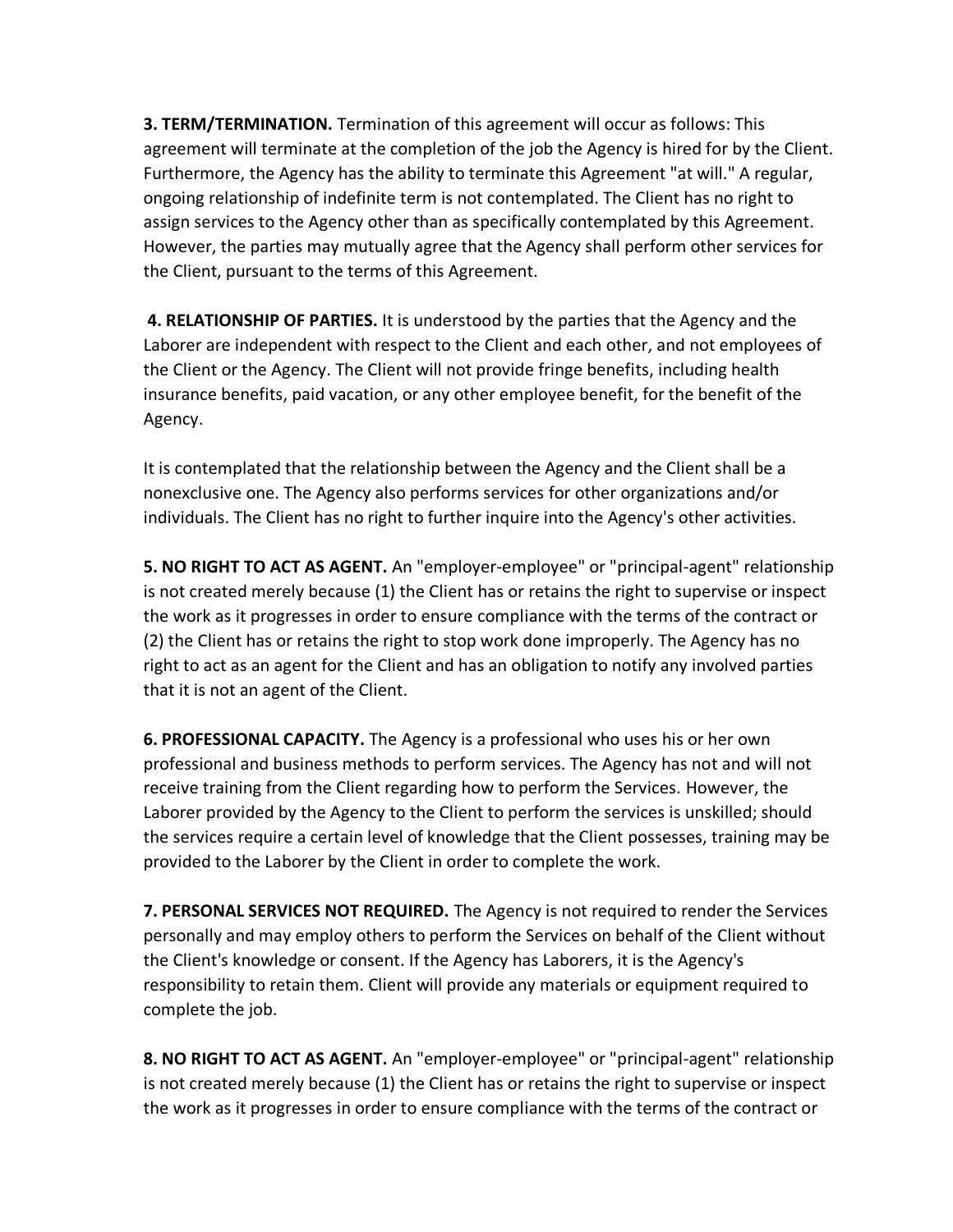**3. TERM/TERMINATION.** Termination of this agreement will occur as follows: This agreement will terminate at the completion of the job the Agency is hired for by the Client. Furthermore, the Agency has the ability to terminate this Agreement "at will." A regular, ongoing relationship of indefinite term is not contemplated. The Client has no right to assign services to the Agency other than as specifically contemplated by this Agreement. However, the parties may mutually agree that the Agency shall perform other services for the Client, pursuant to the terms of this Agreement.

**4. RELATIONSHIP OF PARTIES.** It is understood by the parties that the Agency and the Laborer are independent with respect to the Client and each other, and not employees of the Client or the Agency. The Client will not provide fringe benefits, including health insurance benefits, paid vacation, or any other employee benefit, for the benefit of the Agency.

It is contemplated that the relationship between the Agency and the Client shall be a nonexclusive one. The Agency also performs services for other organizations and/or individuals. The Client has no right to further inquire into the Agency's other activities.

**5. NO RIGHT TO ACT AS AGENT.** An "employer-employee" or "principal-agent" relationship is not created merely because (1) the Client has or retains the right to supervise or inspect the work as it progresses in order to ensure compliance with the terms of the contract or (2) the Client has or retains the right to stop work done improperly. The Agency has no right to act as an agent for the Client and has an obligation to notify any involved parties that it is not an agent of the Client.

**6. PROFESSIONAL CAPACITY.** The Agency is a professional who uses his or her own professional and business methods to perform services. The Agency has not and will not receive training from the Client regarding how to perform the Services. However, the Laborer provided by the Agency to the Client to perform the services is unskilled; should the services require a certain level of knowledge that the Client possesses, training may be provided to the Laborer by the Client in order to complete the work.

**7. PERSONAL SERVICES NOT REQUIRED.** The Agency is not required to render the Services personally and may employ others to perform the Services on behalf of the Client without the Client's knowledge or consent. If the Agency has Laborers, it is the Agency's responsibility to retain them. Client will provide any materials or equipment required to complete the job.

**8. NO RIGHT TO ACT AS AGENT.** An "employer-employee" or "principal-agent" relationship is not created merely because (1) the Client has or retains the right to supervise or inspect the work as it progresses in order to ensure compliance with the terms of the contract or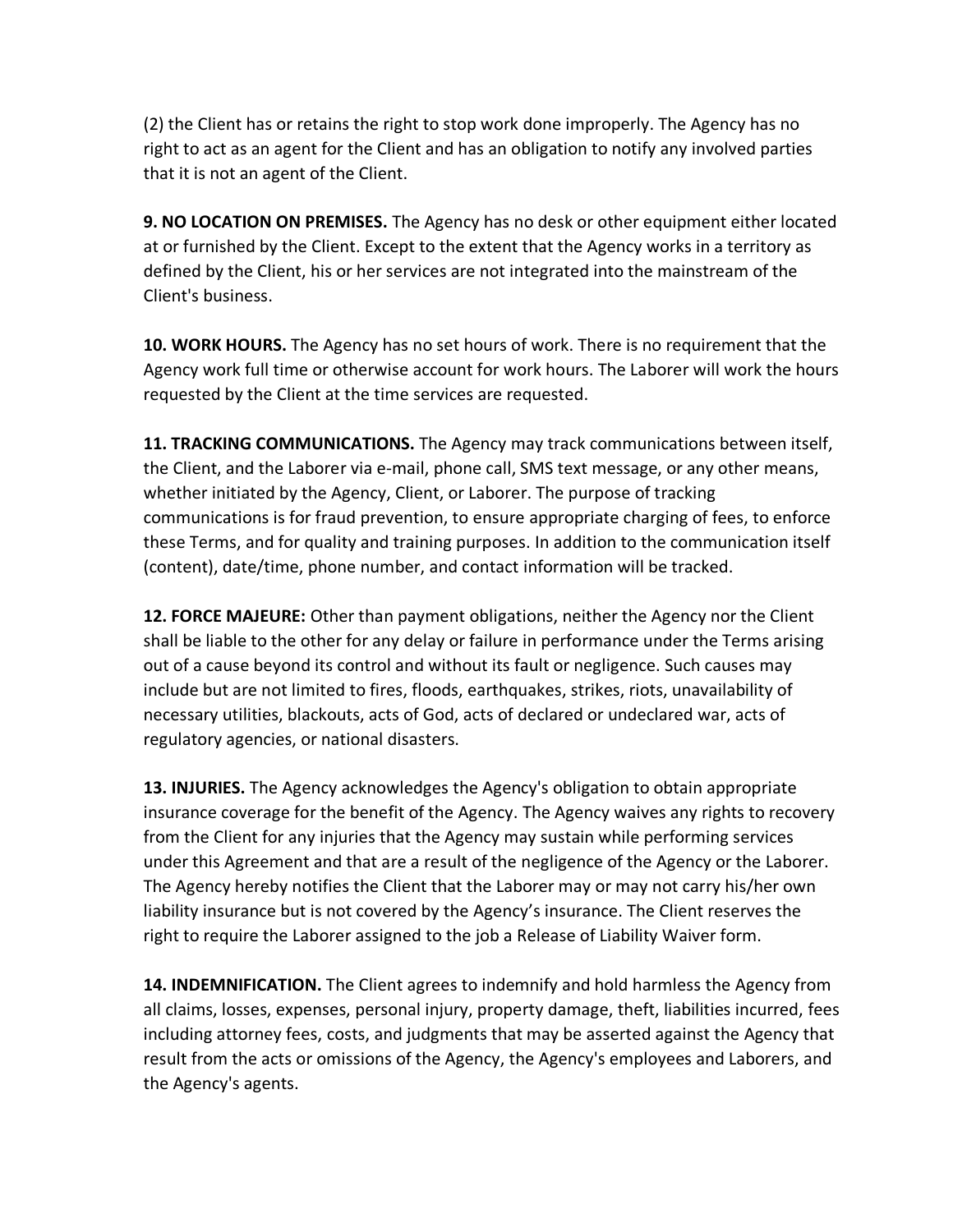(2) the Client has or retains the right to stop work done improperly. The Agency has no right to act as an agent for the Client and has an obligation to notify any involved parties that it is not an agent of the Client.

**9. NO LOCATION ON PREMISES.** The Agency has no desk or other equipment either located at or furnished by the Client. Except to the extent that the Agency works in a territory as defined by the Client, his or her services are not integrated into the mainstream of the Client's business.

**10. WORK HOURS.** The Agency has no set hours of work. There is no requirement that the Agency work full time or otherwise account for work hours. The Laborer will work the hours requested by the Client at the time services are requested.

**11. TRACKING COMMUNICATIONS.** The Agency may track communications between itself, the Client, and the Laborer via e-mail, phone call, SMS text message, or any other means, whether initiated by the Agency, Client, or Laborer. The purpose of tracking communications is for fraud prevention, to ensure appropriate charging of fees, to enforce these Terms, and for quality and training purposes. In addition to the communication itself (content), date/time, phone number, and contact information will be tracked.

**12. FORCE MAJEURE:** Other than payment obligations, neither the Agency nor the Client shall be liable to the other for any delay or failure in performance under the Terms arising out of a cause beyond its control and without its fault or negligence. Such causes may include but are not limited to fires, floods, earthquakes, strikes, riots, unavailability of necessary utilities, blackouts, acts of God, acts of declared or undeclared war, acts of regulatory agencies, or national disasters.

**13. INJURIES.** The Agency acknowledges the Agency's obligation to obtain appropriate insurance coverage for the benefit of the Agency. The Agency waives any rights to recovery from the Client for any injuries that the Agency may sustain while performing services under this Agreement and that are a result of the negligence of the Agency or the Laborer. The Agency hereby notifies the Client that the Laborer may or may not carry his/her own liability insurance but is not covered by the Agency's insurance. The Client reserves the right to require the Laborer assigned to the job a Release of Liability Waiver form.

**14. INDEMNIFICATION.** The Client agrees to indemnify and hold harmless the Agency from all claims, losses, expenses, personal injury, property damage, theft, liabilities incurred, fees including attorney fees, costs, and judgments that may be asserted against the Agency that result from the acts or omissions of the Agency, the Agency's employees and Laborers, and the Agency's agents.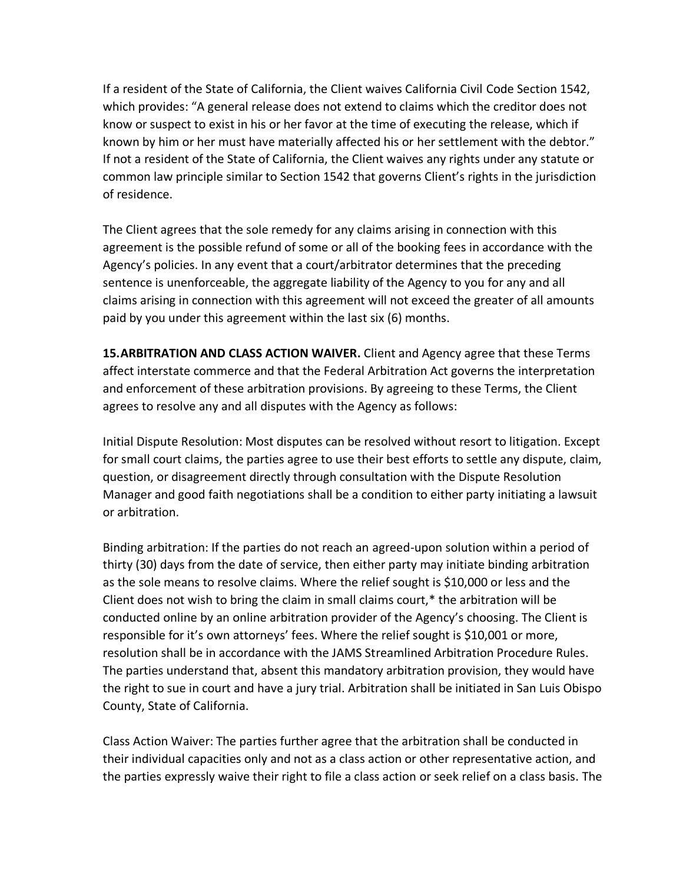If a resident of the State of California, the Client waives California Civil Code Section 1542, which provides: "A general release does not extend to claims which the creditor does not know or suspect to exist in his or her favor at the time of executing the release, which if known by him or her must have materially affected his or her settlement with the debtor." If not a resident of the State of California, the Client waives any rights under any statute or common law principle similar to Section 1542 that governs Client's rights in the jurisdiction of residence.

The Client agrees that the sole remedy for any claims arising in connection with this agreement is the possible refund of some or all of the booking fees in accordance with the Agency's policies. In any event that a court/arbitrator determines that the preceding sentence is unenforceable, the aggregate liability of the Agency to you for any and all claims arising in connection with this agreement will not exceed the greater of all amounts paid by you under this agreement within the last six (6) months.

**15. ARBITRATION AND CLASS ACTION WAIVER.** Client and Agency agree that these Terms affect interstate commerce and that the Federal Arbitration Act governs the interpretation and enforcement of these arbitration provisions. By agreeing to these Terms, the Client agrees to resolve any and all disputes with the Agency as follows:

Initial Dispute Resolution: Most disputes can be resolved without resort to litigation. Except for small court claims, the parties agree to use their best efforts to settle any dispute, claim, question, or disagreement directly through consultation with the Dispute Resolution Manager and good faith negotiations shall be a condition to either party initiating a lawsuit or arbitration.

Binding arbitration: If the parties do not reach an agreed-upon solution within a period of thirty (30) days from the date of service, then either party may initiate binding arbitration as the sole means to resolve claims. Where the relief sought is $10,000 or less and the Client does not wish to bring the claim in small claims court,* the arbitration will be conducted online by an online arbitration provider of the Agency's choosing. The Client is responsible for it's own attorneys' fees. Where the relief sought is $10,001 or more, resolution shall be in accordance with the JAMS Streamlined Arbitration Procedure Rules. The parties understand that, absent this mandatory arbitration provision, they would have the right to sue in court and have a jury trial. Arbitration shall be initiated in San Luis Obispo County, State of California.

Class Action Waiver: The parties further agree that the arbitration shall be conducted in their individual capacities only and not as a class action or other representative action, and the parties expressly waive their right to file a class action or seek relief on a class basis. The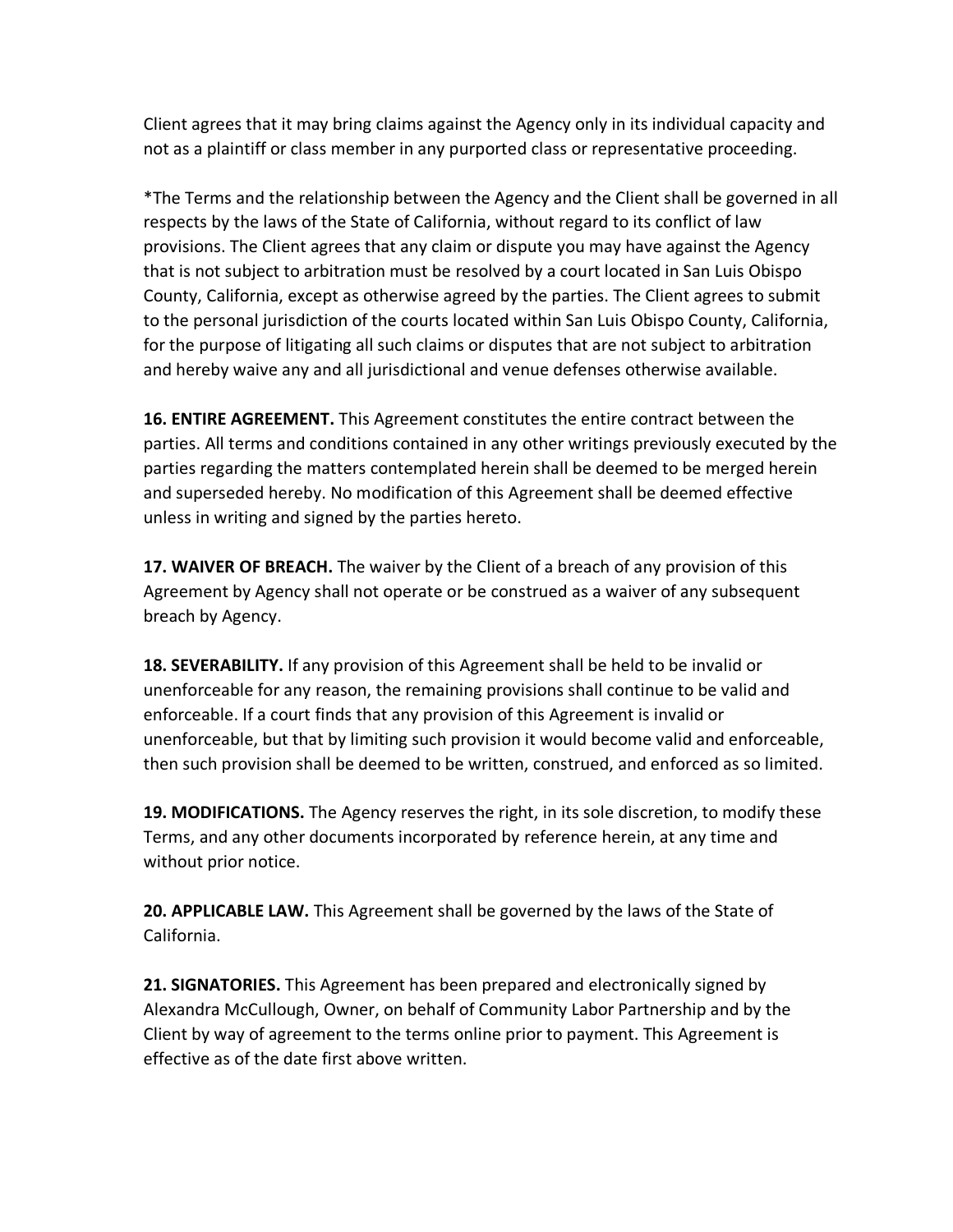Client agrees that it may bring claims against the Agency only in its individual capacity and not as a plaintiff or class member in any purported class or representative proceeding.

*The Terms and the relationship between the Agency and the Client shall be governed in all respects by the laws of the State of California, without regard to its conflict of law provisions. The Client agrees that any claim or dispute you may have against the Agency that is not subject to arbitration must be resolved by a court located in San Luis Obispo County, California, except as otherwise agreed by the parties. The Client agrees to submit to the personal jurisdiction of the courts located within San Luis Obispo County, California, for the purpose of litigating all such claims or disputes that are not subject to arbitration and hereby waive any and all jurisdictional and venue defenses otherwise available.

**16. ENTIRE AGREEMENT.** This Agreement constitutes the entire contract between the parties. All terms and conditions contained in any other writings previously executed by the parties regarding the matters contemplated herein shall be deemed to be merged herein and superseded hereby. No modification of this Agreement shall be deemed effective unless in writing and signed by the parties hereto.

**17. WAIVER OF BREACH.** The waiver by the Client of a breach of any provision of this Agreement by Agency shall not operate or be construed as a waiver of any subsequent breach by Agency.

**18. SEVERABILITY.** If any provision of this Agreement shall be held to be invalid or unenforceable for any reason, the remaining provisions shall continue to be valid and enforceable. If a court finds that any provision of this Agreement is invalid or unenforceable, but that by limiting such provision it would become valid and enforceable, then such provision shall be deemed to be written, construed, and enforced as so limited.

**19. MODIFICATIONS.** The Agency reserves the right, in its sole discretion, to modify these Terms, and any other documents incorporated by reference herein, at any time and without prior notice.

**20. APPLICABLE LAW.** This Agreement shall be governed by the laws of the State of California.

**21. SIGNATORIES.** This Agreement has been prepared and electronically signed by Alexandra McCullough, Owner, on behalf of Community Labor Partnership and by the Client by way of agreement to the terms online prior to payment. This Agreement is effective as of the date first above written.